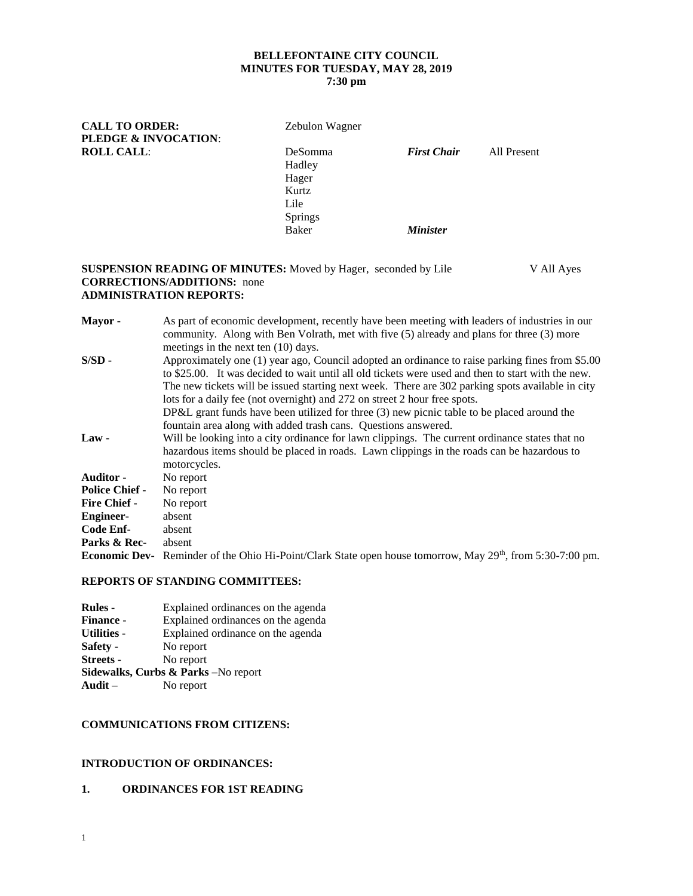**BELLEFONTAINE CITY COUNCIL**
**MINUTES FOR TUESDAY, MAY 28, 2019**
**7:30 pm**

| | | | |
|---|---|---|---|
| **CALL TO ORDER:** | Zebulon Wagner | | |
| **PLEDGE & INVOCATION**: | | | |
| **ROLL CALL**: | DeSomma | ***First Chair*** | All Present |
| | Hadley | | |
| | Hager | | |
| | Kurtz | | |
| | Lile | | |
| | Springs | | |
| | Baker | ***Minister*** | |

**SUSPENSION READING OF MINUTES:** Moved by Hager, seconded by Lile V All Ayes
**CORRECTIONS/ADDITIONS:** none
**ADMINISTRATION REPORTS:**

**Mayor -** As part of economic development, recently have been meeting with leaders of industries in our community. Along with Ben Volrath, met with five (5) already and plans for three (3) more meetings in the next ten (10) days.

**S/SD -** Approximately one (1) year ago, Council adopted an ordinance to raise parking fines from $5.00 to $25.00. It was decided to wait until all old tickets were used and then to start with the new. The new tickets will be issued starting next week. There are 302 parking spots available in city lots for a daily fee (not overnight) and 272 on street 2 hour free spots.
DP&L grant funds have been utilized for three (3) new picnic table to be placed around the fountain area along with added trash cans. Questions answered.

**Law -** Will be looking into a city ordinance for lawn clippings. The current ordinance states that no hazardous items should be placed in roads. Lawn clippings in the roads can be hazardous to motorcycles.

**Auditor -** No report
**Police Chief -** No report
**Fire Chief -** No report
**Engineer-** absent
**Code Enf-** absent
**Parks & Rec-** absent
**Economic Dev-** Reminder of the Ohio Hi-Point/Clark State open house tomorrow, May 29th, from 5:30-7:00 pm.

**REPORTS OF STANDING COMMITTEES:**

**Rules -** Explained ordinances on the agenda
**Finance -** Explained ordinances on the agenda
**Utilities -** Explained ordinance on the agenda
**Safety -** No report
**Streets -** No report
**Sidewalks, Curbs & Parks** –No report
**Audit –** No report

**COMMUNICATIONS FROM CITIZENS:**

**INTRODUCTION OF ORDINANCES:**

**1. ORDINANCES FOR 1ST READING**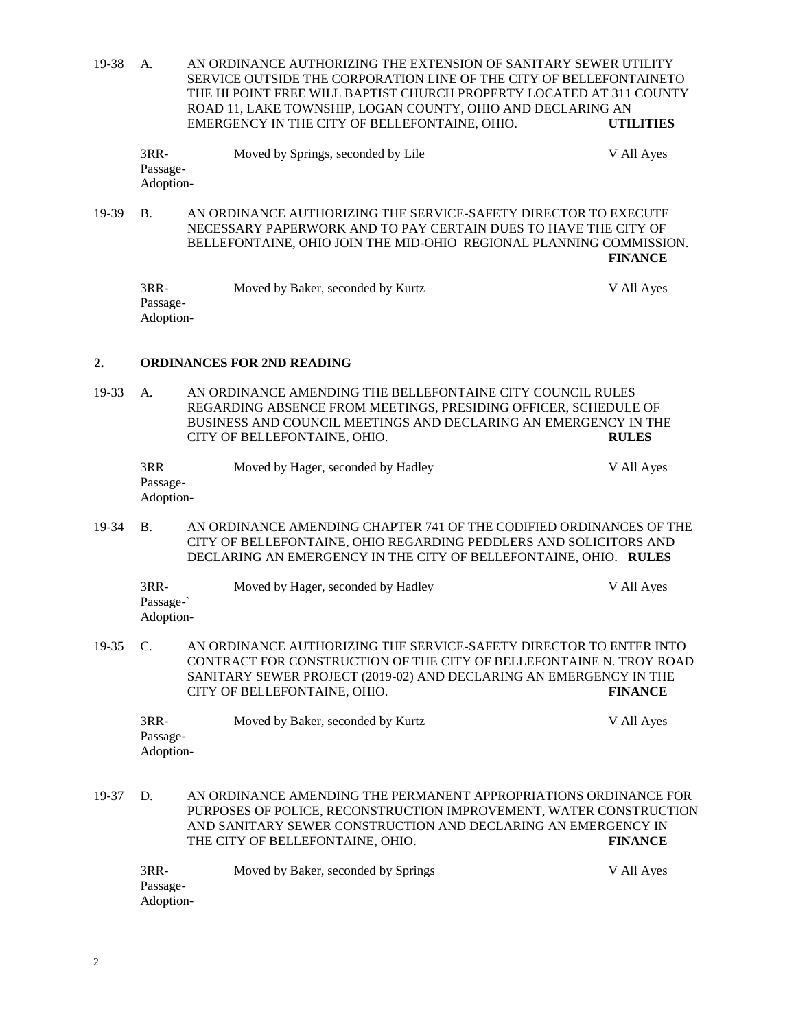19-38 A. AN ORDINANCE AUTHORIZING THE EXTENSION OF SANITARY SEWER UTILITY SERVICE OUTSIDE THE CORPORATION LINE OF THE CITY OF BELLEFONTAINETO THE HI POINT FREE WILL BAPTIST CHURCH PROPERTY LOCATED AT 311 COUNTY ROAD 11, LAKE TOWNSHIP, LOGAN COUNTY, OHIO AND DECLARING AN EMERGENCY IN THE CITY OF BELLEFONTAINE, OHIO. **UTILITIES**

3RR- Moved by Springs, seconded by Lile V All Ayes
Passage-
Adoption-

19-39 B. AN ORDINANCE AUTHORIZING THE SERVICE-SAFETY DIRECTOR TO EXECUTE NECESSARY PAPERWORK AND TO PAY CERTAIN DUES TO HAVE THE CITY OF BELLEFONTAINE, OHIO JOIN THE MID-OHIO REGIONAL PLANNING COMMISSION. **FINANCE**

3RR- Moved by Baker, seconded by Kurtz V All Ayes
Passage-
Adoption-

## 2. ORDINANCES FOR 2ND READING

19-33 A. AN ORDINANCE AMENDING THE BELLEFONTAINE CITY COUNCIL RULES REGARDING ABSENCE FROM MEETINGS, PRESIDING OFFICER, SCHEDULE OF BUSINESS AND COUNCIL MEETINGS AND DECLARING AN EMERGENCY IN THE CITY OF BELLEFONTAINE, OHIO. **RULES**

3RR Moved by Hager, seconded by Hadley V All Ayes
Passage-
Adoption-

19-34 B. AN ORDINANCE AMENDING CHAPTER 741 OF THE CODIFIED ORDINANCES OF THE CITY OF BELLEFONTAINE, OHIO REGARDING PEDDLERS AND SOLICITORS AND DECLARING AN EMERGENCY IN THE CITY OF BELLEFONTAINE, OHIO. **RULES**

3RR- Moved by Hager, seconded by Hadley V All Ayes
Passage-`
Adoption-

19-35 C. AN ORDINANCE AUTHORIZING THE SERVICE-SAFETY DIRECTOR TO ENTER INTO CONTRACT FOR CONSTRUCTION OF THE CITY OF BELLEFONTAINE N. TROY ROAD SANITARY SEWER PROJECT (2019-02) AND DECLARING AN EMERGENCY IN THE CITY OF BELLEFONTAINE, OHIO. **FINANCE**

3RR- Moved by Baker, seconded by Kurtz V All Ayes
Passage-
Adoption-

19-37 D. AN ORDINANCE AMENDING THE PERMANENT APPROPRIATIONS ORDINANCE FOR PURPOSES OF POLICE, RECONSTRUCTION IMPROVEMENT, WATER CONSTRUCTION AND SANITARY SEWER CONSTRUCTION AND DECLARING AN EMERGENCY IN THE CITY OF BELLEFONTAINE, OHIO. **FINANCE**

3RR- Moved by Baker, seconded by Springs V All Ayes
Passage-
Adoption-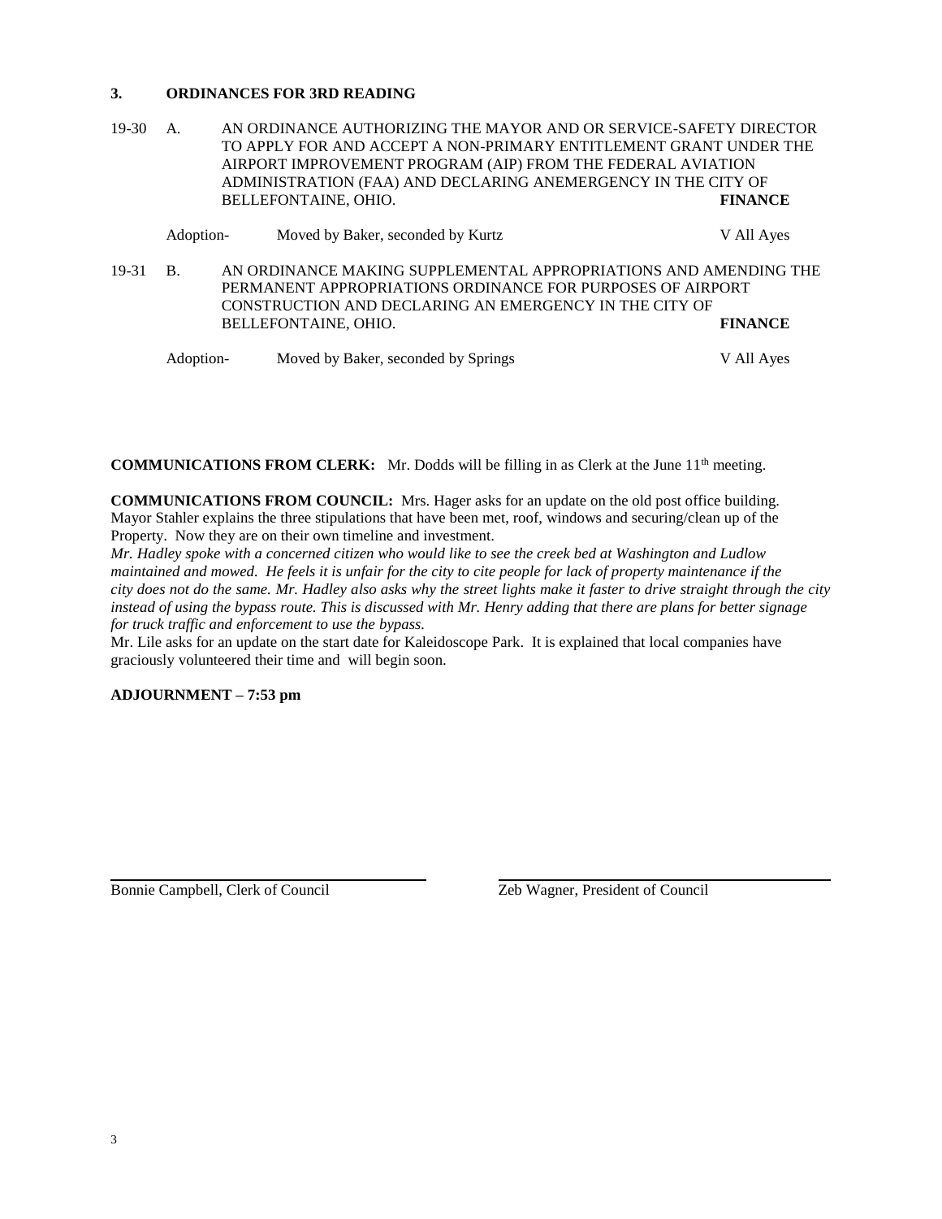**3. ORDINANCES FOR 3RD READING**

19-30 A. AN ORDINANCE AUTHORIZING THE MAYOR AND OR SERVICE-SAFETY DIRECTOR TO APPLY FOR AND ACCEPT A NON-PRIMARY ENTITLEMENT GRANT UNDER THE AIRPORT IMPROVEMENT PROGRAM (AIP) FROM THE FEDERAL AVIATION ADMINISTRATION (FAA) AND DECLARING ANEMERGENCY IN THE CITY OF BELLEFONTAINE, OHIO. **FINANCE**

Adoption- Moved by Baker, seconded by Kurtz V All Ayes

19-31 B. AN ORDINANCE MAKING SUPPLEMENTAL APPROPRIATIONS AND AMENDING THE PERMANENT APPROPRIATIONS ORDINANCE FOR PURPOSES OF AIRPORT CONSTRUCTION AND DECLARING AN EMERGENCY IN THE CITY OF BELLEFONTAINE, OHIO. **FINANCE**

Adoption- Moved by Baker, seconded by Springs V All Ayes

**COMMUNICATIONS FROM CLERK:** Mr. Dodds will be filling in as Clerk at the June 11th meeting.

**COMMUNICATIONS FROM COUNCIL:** Mrs. Hager asks for an update on the old post office building. Mayor Stahler explains the three stipulations that have been met, roof, windows and securing/clean up of the Property. Now they are on their own timeline and investment.

*Mr. Hadley spoke with a concerned citizen who would like to see the creek bed at Washington and Ludlow maintained and mowed. He feels it is unfair for the city to cite people for lack of property maintenance if the city does not do the same. Mr. Hadley also asks why the street lights make it faster to drive straight through the city instead of using the bypass route. This is discussed with Mr. Henry adding that there are plans for better signage for truck traffic and enforcement to use the bypass.*

Mr. Lile asks for an update on the start date for Kaleidoscope Park. It is explained that local companies have graciously volunteered their time and will begin soon.

**ADJOURNMENT – 7:53 pm**

Bonnie Campbell, Clerk of Council

Zeb Wagner, President of Council